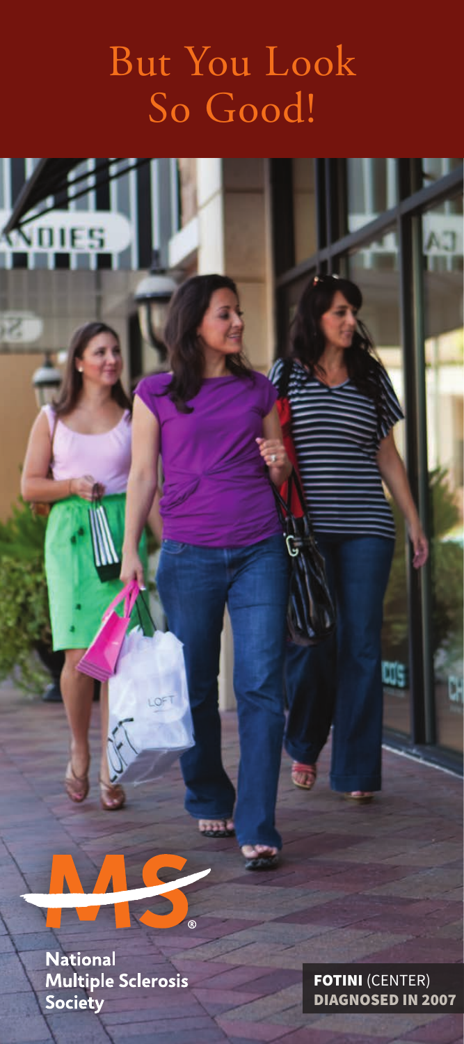# But You Look So Good!

**National Multiple Sclerosis Society**

**FOTINI** (CENTER)
**DIAGNOSED IN 2007**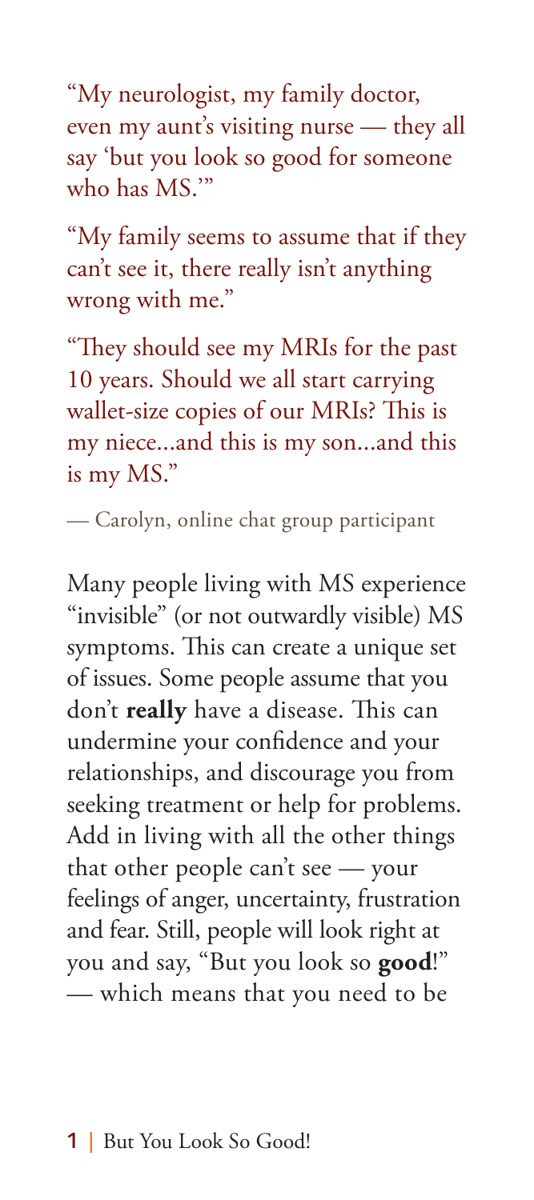"My neurologist, my family doctor, even my aunt's visiting nurse — they all say 'but you look so good for someone who has MS.'"

"My family seems to assume that if they can't see it, there really isn't anything wrong with me."

"They should see my MRIs for the past 10 years. Should we all start carrying wallet-size copies of our MRIs? This is my niece...and this is my son...and this is my MS."

— Carolyn, online chat group participant

Many people living with MS experience "invisible" (or not outwardly visible) MS symptoms. This can create a unique set of issues. Some people assume that you don't **really** have a disease. This can undermine your confidence and your relationships, and discourage you from seeking treatment or help for problems. Add in living with all the other things that other people can't see — your feelings of anger, uncertainty, frustration and fear. Still, people will look right at you and say, "But you look so **good**!" — which means that you need to be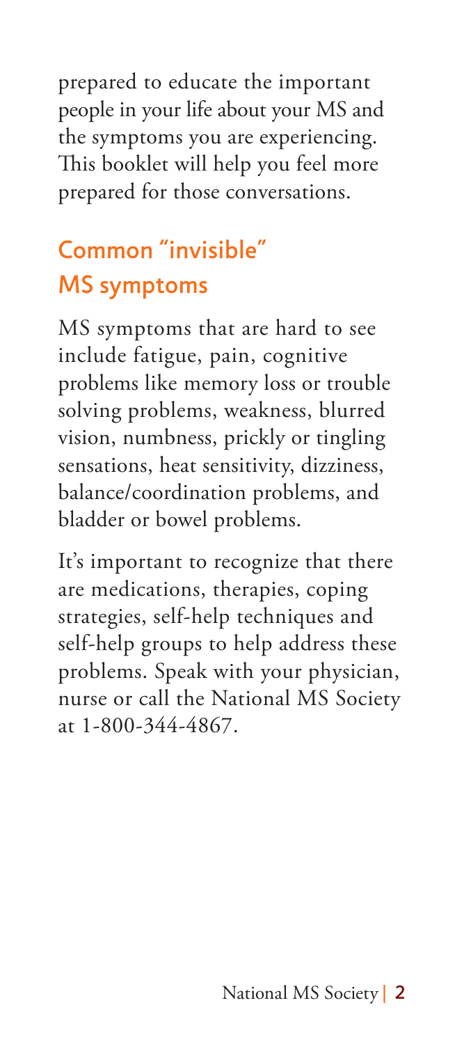prepared to educate the important people in your life about your MS and the symptoms you are experiencing. This booklet will help you feel more prepared for those conversations.

## Common "invisible" MS symptoms

MS symptoms that are hard to see include fatigue, pain, cognitive problems like memory loss or trouble solving problems, weakness, blurred vision, numbness, prickly or tingling sensations, heat sensitivity, dizziness, balance/coordination problems, and bladder or bowel problems.

It's important to recognize that there are medications, therapies, coping strategies, self-help techniques and self-help groups to help address these problems. Speak with your physician, nurse or call the National MS Society at 1-800-344-4867.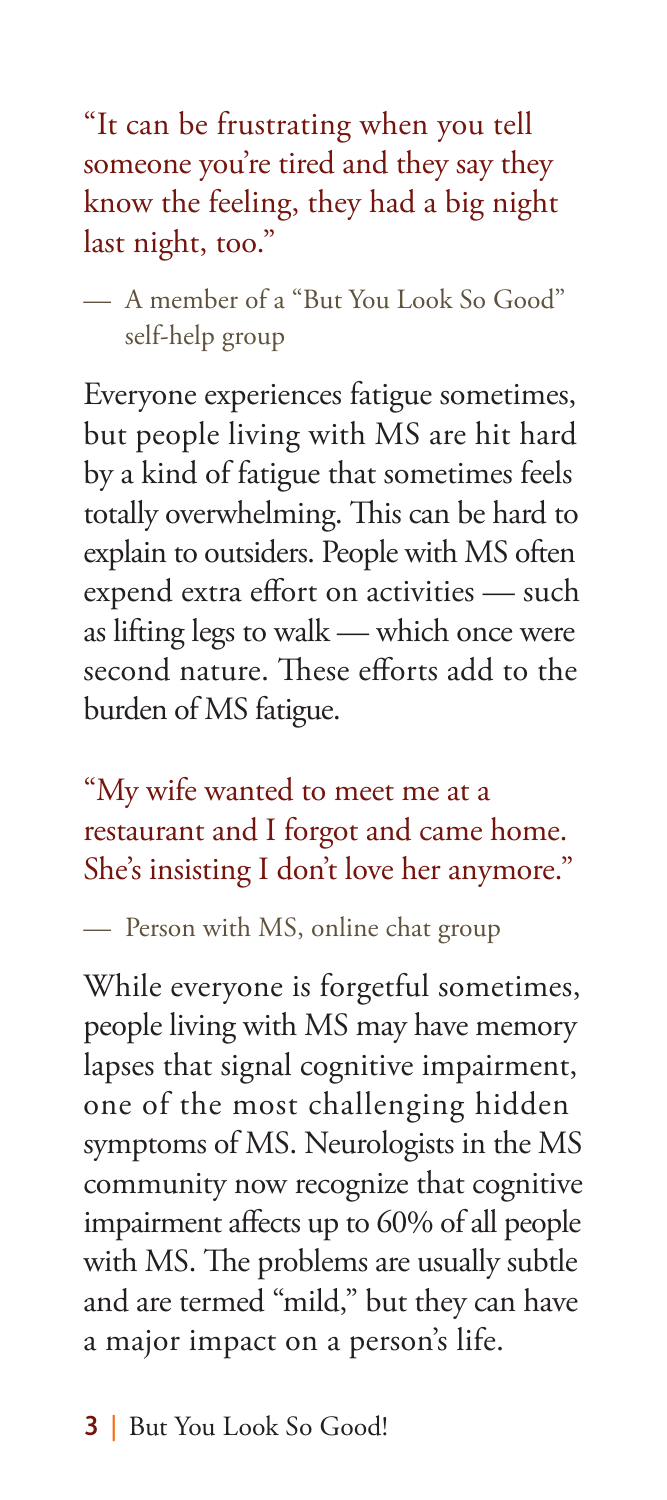"It can be frustrating when you tell someone you're tired and they say they know the feeling, they had a big night last night, too."

— A member of a "But You Look So Good" self-help group

Everyone experiences fatigue sometimes, but people living with MS are hit hard by a kind of fatigue that sometimes feels totally overwhelming. This can be hard to explain to outsiders. People with MS often expend extra effort on activities — such as lifting legs to walk — which once were second nature. These efforts add to the burden of MS fatigue.

"My wife wanted to meet me at a restaurant and I forgot and came home. She's insisting I don't love her anymore."

— Person with MS, online chat group

While everyone is forgetful sometimes, people living with MS may have memory lapses that signal cognitive impairment, one of the most challenging hidden symptoms of MS. Neurologists in the MS community now recognize that cognitive impairment affects up to 60% of all people with MS. The problems are usually subtle and are termed "mild," but they can have a major impact on a person's life.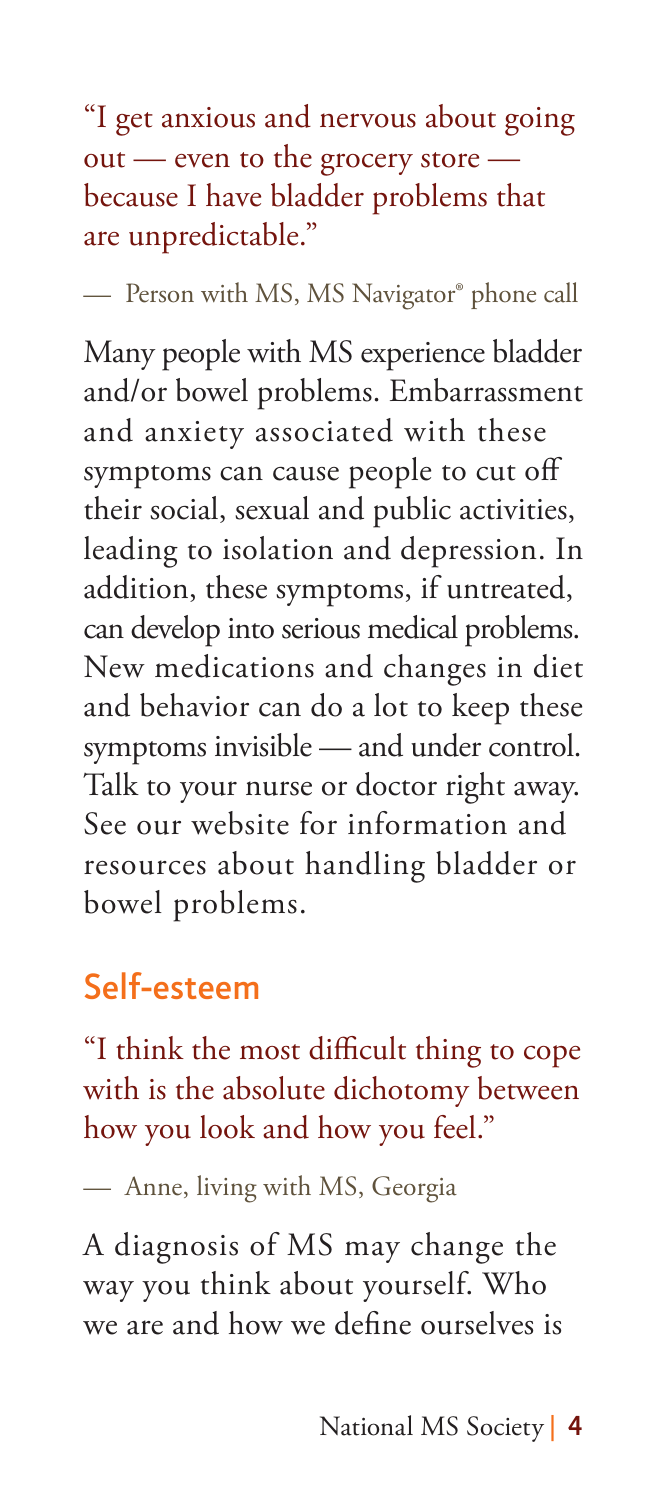"I get anxious and nervous about going out — even to the grocery store — because I have bladder problems that are unpredictable."

— Person with MS, MS Navigator® phone call

Many people with MS experience bladder and/or bowel problems. Embarrassment and anxiety associated with these symptoms can cause people to cut off their social, sexual and public activities, leading to isolation and depression. In addition, these symptoms, if untreated, can develop into serious medical problems. New medications and changes in diet and behavior can do a lot to keep these symptoms invisible — and under control. Talk to your nurse or doctor right away. See our website for information and resources about handling bladder or bowel problems.

## Self-esteem

"I think the most difficult thing to cope with is the absolute dichotomy between how you look and how you feel."

— Anne, living with MS, Georgia

A diagnosis of MS may change the way you think about yourself. Who we are and how we define ourselves is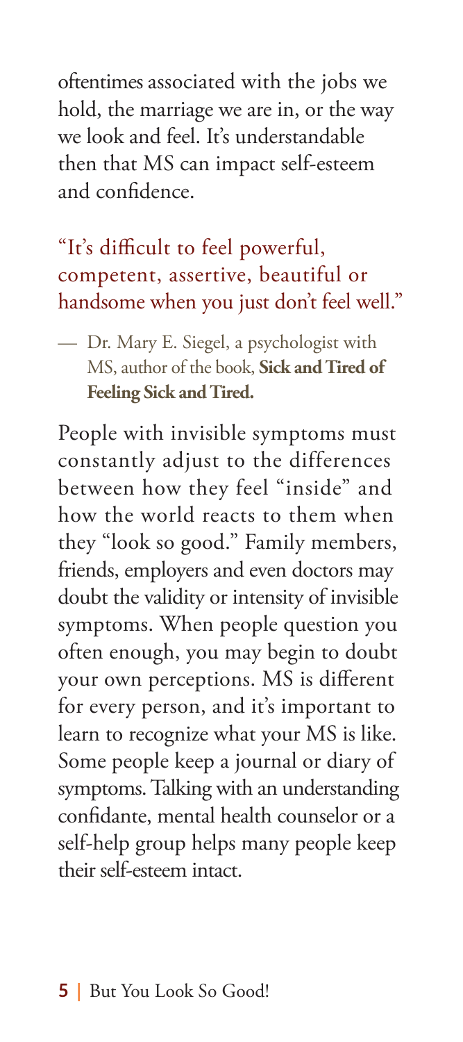oftentimes associated with the jobs we hold, the marriage we are in, or the way we look and feel. It's understandable then that MS can impact self-esteem and confidence.

> "It's difficult to feel powerful, competent, assertive, beautiful or handsome when you just don't feel well."
>
> — Dr. Mary E. Siegel, a psychologist with MS, author of the book, **Sick and Tired of Feeling Sick and Tired.**

People with invisible symptoms must constantly adjust to the differences between how they feel "inside" and how the world reacts to them when they "look so good." Family members, friends, employers and even doctors may doubt the validity or intensity of invisible symptoms. When people question you often enough, you may begin to doubt your own perceptions. MS is different for every person, and it's important to learn to recognize what your MS is like. Some people keep a journal or diary of symptoms. Talking with an understanding confidante, mental health counselor or a self-help group helps many people keep their self-esteem intact.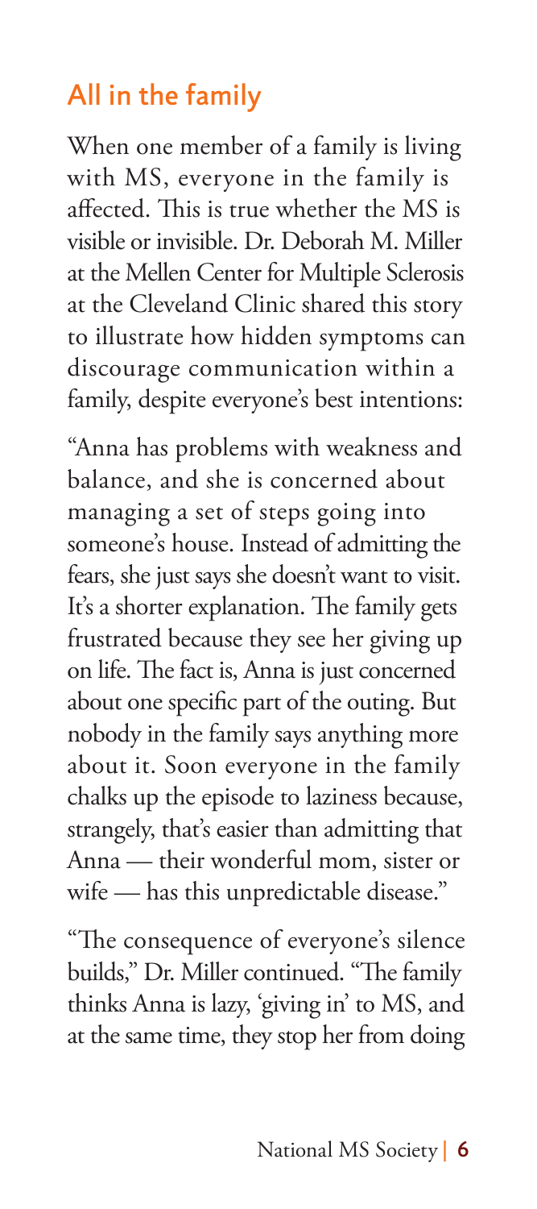## All in the family

When one member of a family is living with MS, everyone in the family is affected. This is true whether the MS is visible or invisible. Dr. Deborah M. Miller at the Mellen Center for Multiple Sclerosis at the Cleveland Clinic shared this story to illustrate how hidden symptoms can discourage communication within a family, despite everyone's best intentions:

"Anna has problems with weakness and balance, and she is concerned about managing a set of steps going into someone's house. Instead of admitting the fears, she just says she doesn't want to visit. It's a shorter explanation. The family gets frustrated because they see her giving up on life. The fact is, Anna is just concerned about one specific part of the outing. But nobody in the family says anything more about it. Soon everyone in the family chalks up the episode to laziness because, strangely, that's easier than admitting that Anna — their wonderful mom, sister or wife — has this unpredictable disease."

"The consequence of everyone's silence builds," Dr. Miller continued. "The family thinks Anna is lazy, 'giving in' to MS, and at the same time, they stop her from doing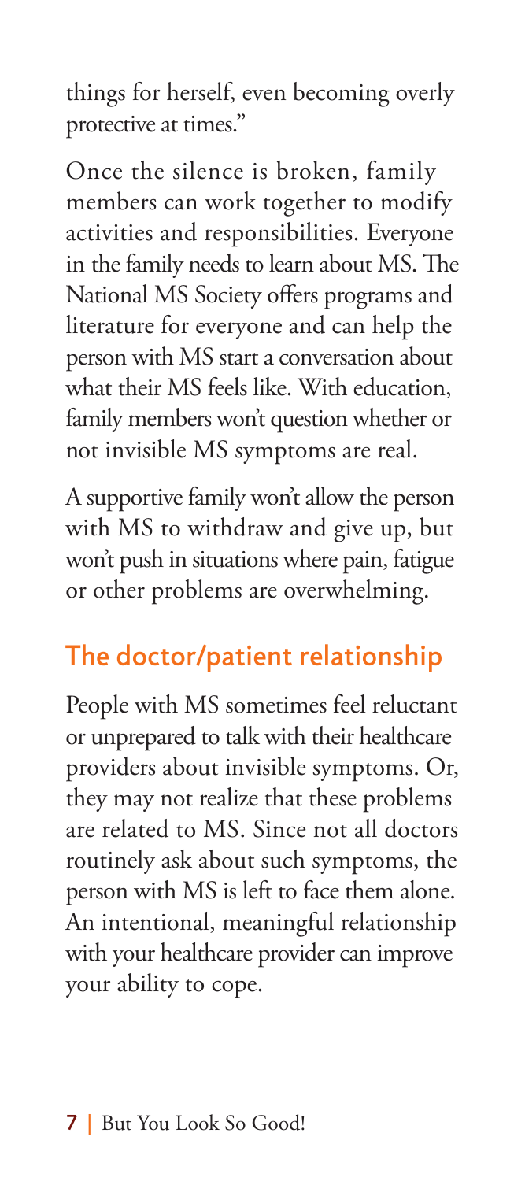things for herself, even becoming overly protective at times."

Once the silence is broken, family members can work together to modify activities and responsibilities. Everyone in the family needs to learn about MS. The National MS Society offers programs and literature for everyone and can help the person with MS start a conversation about what their MS feels like. With education, family members won't question whether or not invisible MS symptoms are real.

A supportive family won't allow the person with MS to withdraw and give up, but won't push in situations where pain, fatigue or other problems are overwhelming.

## The doctor/patient relationship

People with MS sometimes feel reluctant or unprepared to talk with their healthcare providers about invisible symptoms. Or, they may not realize that these problems are related to MS. Since not all doctors routinely ask about such symptoms, the person with MS is left to face them alone. An intentional, meaningful relationship with your healthcare provider can improve your ability to cope.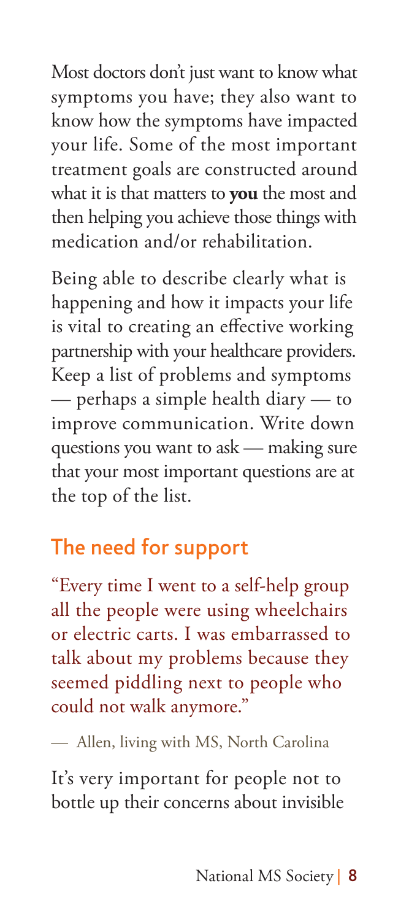Most doctors don't just want to know what symptoms you have; they also want to know how the symptoms have impacted your life. Some of the most important treatment goals are constructed around what it is that matters to **you** the most and then helping you achieve those things with medication and/or rehabilitation.

Being able to describe clearly what is happening and how it impacts your life is vital to creating an effective working partnership with your healthcare providers. Keep a list of problems and symptoms — perhaps a simple health diary — to improve communication. Write down questions you want to ask — making sure that your most important questions are at the top of the list.

## The need for support

"Every time I went to a self-help group all the people were using wheelchairs or electric carts. I was embarrassed to talk about my problems because they seemed piddling next to people who could not walk anymore."

— Allen, living with MS, North Carolina

It's very important for people not to bottle up their concerns about invisible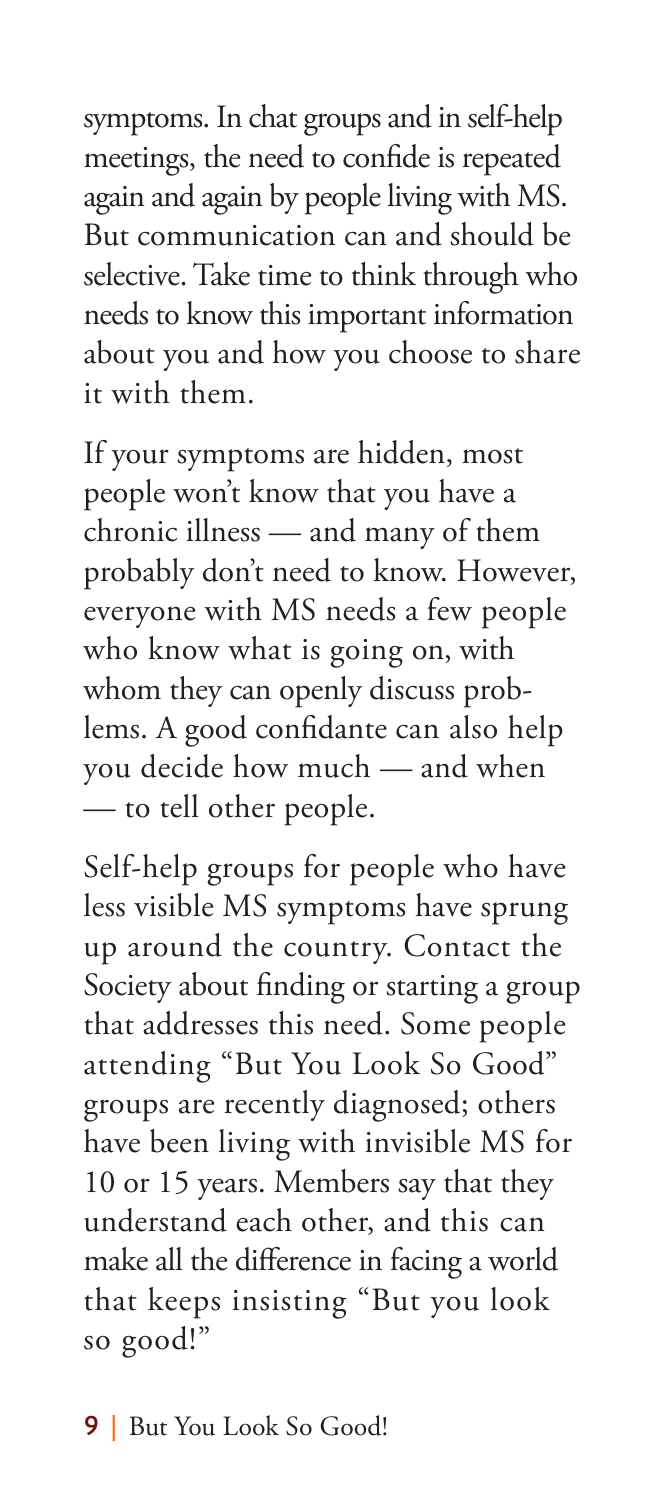symptoms. In chat groups and in self-help meetings, the need to confide is repeated again and again by people living with MS. But communication can and should be selective. Take time to think through who needs to know this important information about you and how you choose to share it with them.

If your symptoms are hidden, most people won't know that you have a chronic illness — and many of them probably don't need to know. However, everyone with MS needs a few people who know what is going on, with whom they can openly discuss problems. A good confidante can also help you decide how much — and when — to tell other people.

Self-help groups for people who have less visible MS symptoms have sprung up around the country. Contact the Society about finding or starting a group that addresses this need. Some people attending "But You Look So Good" groups are recently diagnosed; others have been living with invisible MS for 10 or 15 years. Members say that they understand each other, and this can make all the difference in facing a world that keeps insisting "But you look so good!"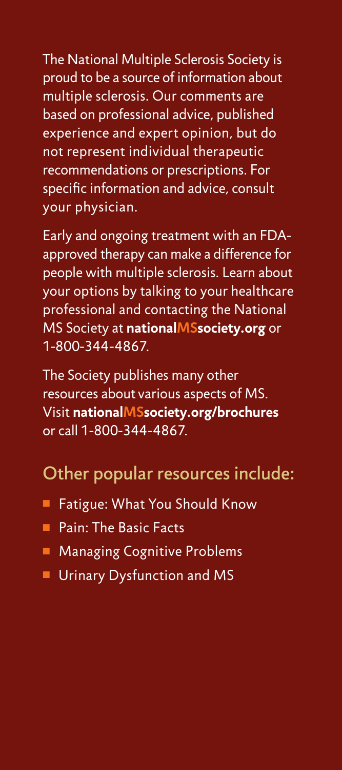The National Multiple Sclerosis Society is proud to be a source of information about multiple sclerosis. Our comments are based on professional advice, published experience and expert opinion, but do not represent individual therapeutic recommendations or prescriptions. For specific information and advice, consult your physician.

Early and ongoing treatment with an FDA-approved therapy can make a difference for people with multiple sclerosis. Learn about your options by talking to your healthcare professional and contacting the National MS Society at **nationalMSsociety.org** or 1-800-344-4867.

The Society publishes many other resources about various aspects of MS. Visit **nationalMSsociety.org/brochures** or call 1-800-344-4867.

## Other popular resources include:

- Fatigue: What You Should Know
- Pain: The Basic Facts
- Managing Cognitive Problems
- Urinary Dysfunction and MS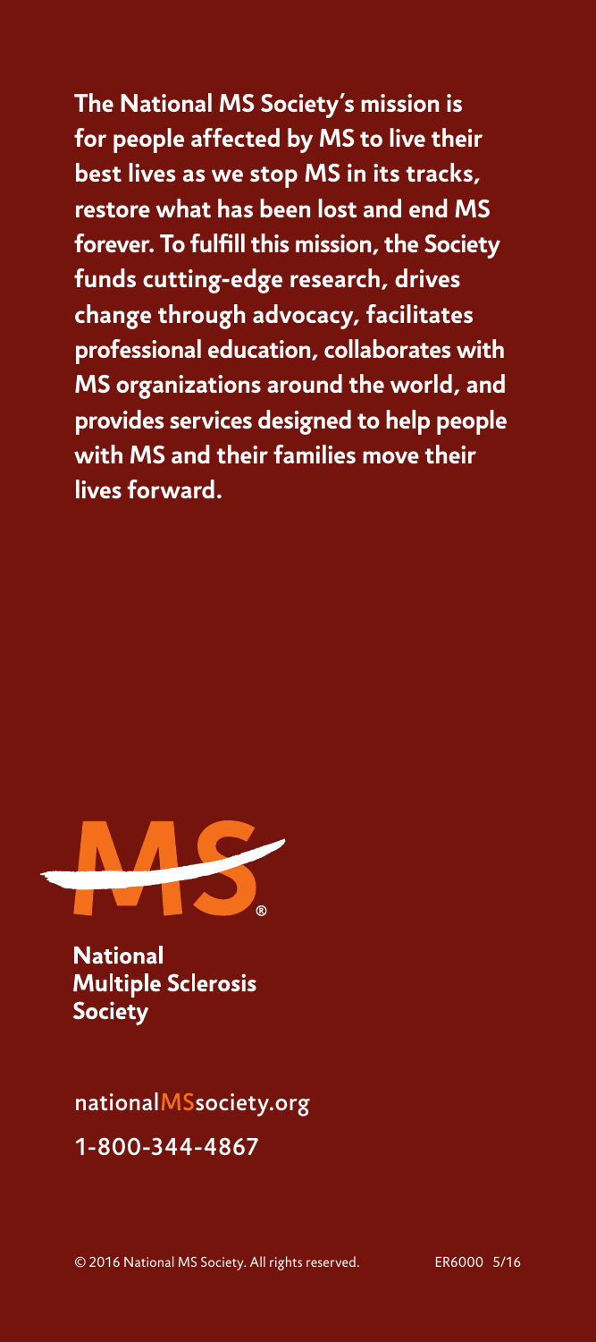**The National MS Society's mission is for people affected by MS to live their best lives as we stop MS in its tracks, restore what has been lost and end MS forever. To fulfill this mission, the Society funds cutting-edge research, drives change through advocacy, facilitates professional education, collaborates with MS organizations around the world, and provides services designed to help people with MS and their families move their lives forward.**

**National Multiple Sclerosis Society**

nationalMSsociety.org

1-800-344-4867

© 2016 National MS Society. All rights reserved. ER6000 5/16